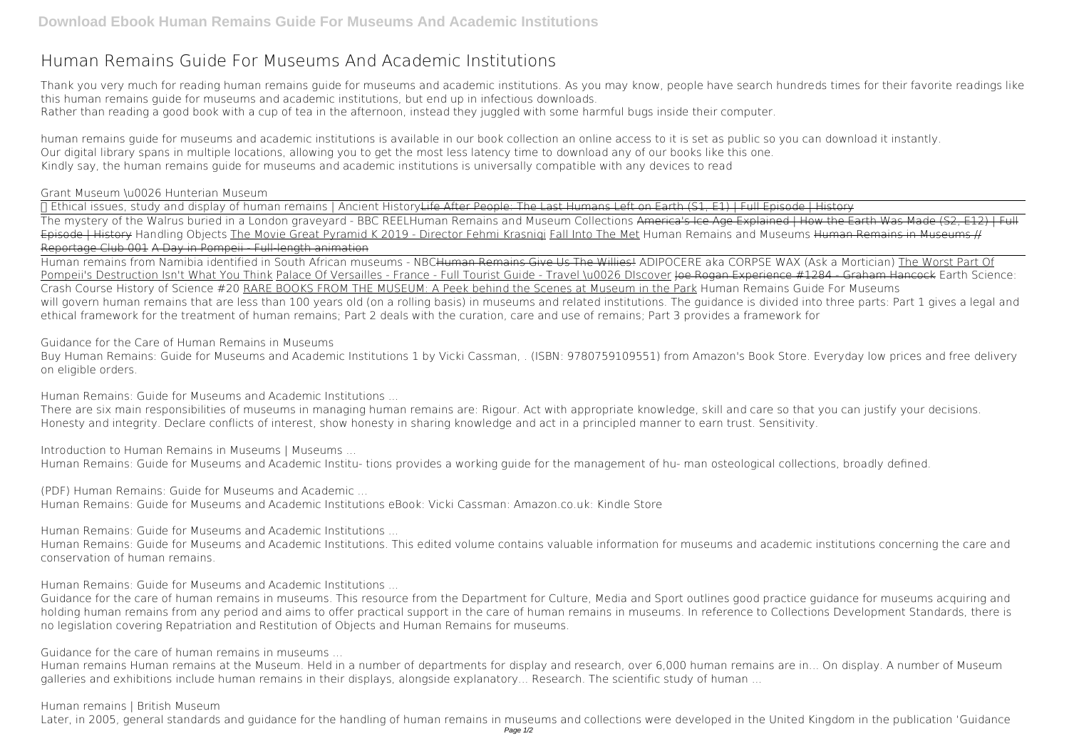# Human Remains Guide For Museums And Academic Institutions

Thank you very much for reading human remains guide for museums and academic institutions. As you may know, people have search hundreds times for their favorite readings like this human remains guide for museums and academic institutions, but end up in infectious downloads.
Rather than reading a good book with a cup of tea in the afternoon, instead they juggled with some harmful bugs inside their computer.

human remains guide for museums and academic institutions is available in our book collection an online access to it is set as public so you can download it instantly.
Our digital library spans in multiple locations, allowing you to get the most less latency time to download any of our books like this one.
Kindly say, the human remains guide for museums and academic institutions is universally compatible with any devices to read

Grant Museum \u0026 Hunterian Museum

~~Ethical issues, study and display of human remains | Ancient History~~ ~~Life After People: The Last Humans Left on Earth (S1, E1) | Full Episode | History~~
~~The mystery of the Walrus buried in a London graveyard - BBC REEL~~ Human Remains and Museum Collections ~~America's Ice Age Explained | How the Earth Was Made (S2, E12) | Full Episode | History~~ Handling Objects ~~The Movie Great Pyramid K 2019 - Director Fehmi Krasniqi~~ ~~Fall Into The Met~~ Human Remains and Museums ~~Human Remains in Museums // Reportage Club 001~~ ~~A Day in Pompeii - Full-length animation~~

~~Human remains from Namibia identified in South African museums - NBC~~ ~~Human Remains Give Us The Willies!~~ ADIPOCERE aka CORPSE WAX (Ask a Mortician) ~~The Worst Part Of Pompeii's Destruction Isn't What You Think~~ ~~Palace Of Versailles - France - Full Tourist Guide - Travel \u0026 DIscover~~ ~~Joe Rogan Experience #1284 - Graham Hancock~~ Earth Science: Crash Course History of Science #20 ~~RARE BOOKS FROM THE MUSEUM: A Peek behind the Scenes at Museum in the Park~~ Human Remains Guide For Museums
will govern human remains that are less than 100 years old (on a rolling basis) in museums and related institutions. The guidance is divided into three parts: Part 1 gives a legal and ethical framework for the treatment of human remains; Part 2 deals with the curation, care and use of remains; Part 3 provides a framework for

Guidance for the Care of Human Remains in Museums
Buy Human Remains: Guide for Museums and Academic Institutions 1 by Vicki Cassman, . (ISBN: 9780759109551) from Amazon's Book Store. Everyday low prices and free delivery on eligible orders.

Human Remains: Guide for Museums and Academic Institutions ...
There are six main responsibilities of museums in managing human remains are: Rigour. Act with appropriate knowledge, skill and care so that you can justify your decisions. Honesty and integrity. Declare conflicts of interest, show honesty in sharing knowledge and act in a principled manner to earn trust. Sensitivity.

Introduction to Human Remains in Museums | Museums ...
Human Remains: Guide for Museums and Academic Institu- tions provides a working guide for the management of hu- man osteological collections, broadly defined.

(PDF) Human Remains: Guide for Museums and Academic ...
Human Remains: Guide for Museums and Academic Institutions eBook: Vicki Cassman: Amazon.co.uk: Kindle Store

Human Remains: Guide for Museums and Academic Institutions ...
Human Remains: Guide for Museums and Academic Institutions. This edited volume contains valuable information for museums and academic institutions concerning the care and conservation of human remains.

Human Remains: Guide for Museums and Academic Institutions ...
Guidance for the care of human remains in museums. This resource from the Department for Culture, Media and Sport outlines good practice guidance for museums acquiring and holding human remains from any period and aims to offer practical support in the care of human remains in museums. In reference to Collections Development Standards, there is no legislation covering Repatriation and Restitution of Objects and Human Remains for museums.

Guidance for the care of human remains in museums ...
Human remains Human remains at the Museum. Held in a number of departments for display and research, over 6,000 human remains are in... On display. A number of Museum galleries and exhibitions include human remains in their displays, alongside explanatory... Research. The scientific study of human ...

Human remains | British Museum
Later, in 2005, general standards and guidance for the handling of human remains in museums and collections were developed in the United Kingdom in the publication 'Guidance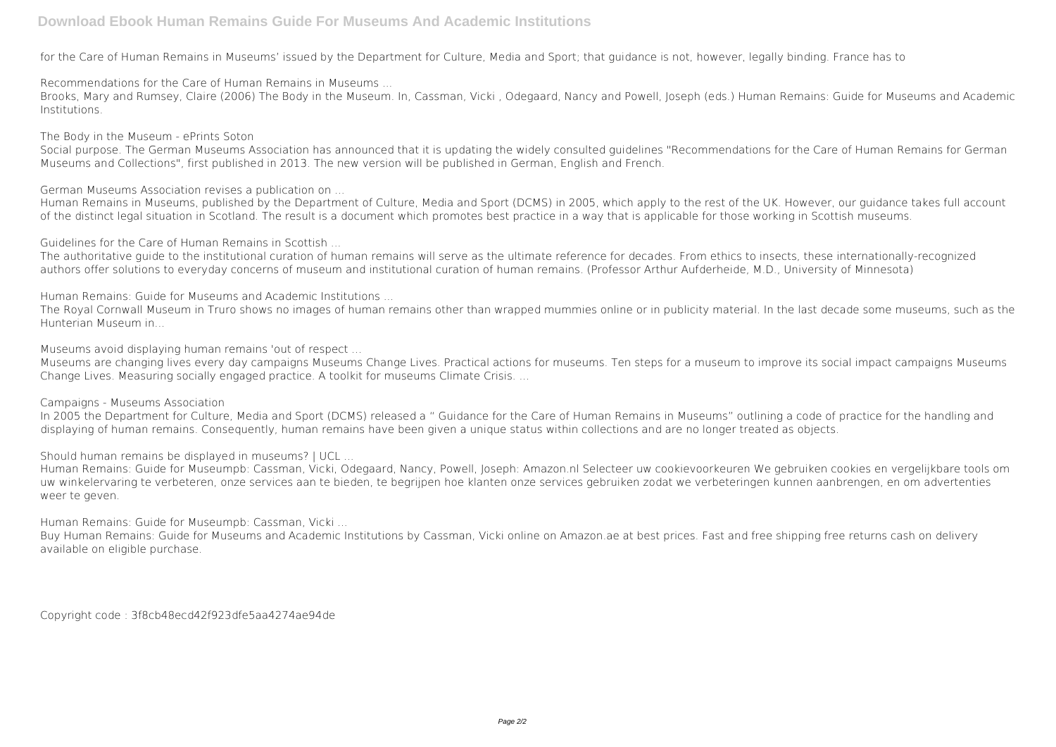for the Care of Human Remains in Museums' issued by the Department for Culture, Media and Sport; that guidance is not, however, legally binding. France has to

Recommendations for the Care of Human Remains in Museums ...

Brooks, Mary and Rumsey, Claire (2006) The Body in the Museum. In, Cassman, Vicki , Odegaard, Nancy and Powell, Joseph (eds.) Human Remains: Guide for Museums and Academic Institutions.

The Body in the Museum - ePrints Soton

Social purpose. The German Museums Association has announced that it is updating the widely consulted guidelines "Recommendations for the Care of Human Remains for German Museums and Collections", first published in 2013. The new version will be published in German, English and French.

German Museums Association revises a publication on ...

Human Remains in Museums, published by the Department of Culture, Media and Sport (DCMS) in 2005, which apply to the rest of the UK. However, our guidance takes full account of the distinct legal situation in Scotland. The result is a document which promotes best practice in a way that is applicable for those working in Scottish museums.

Guidelines for the Care of Human Remains in Scottish ...

The authoritative guide to the institutional curation of human remains will serve as the ultimate reference for decades. From ethics to insects, these internationally-recognized authors offer solutions to everyday concerns of museum and institutional curation of human remains. (Professor Arthur Aufderheide, M.D., University of Minnesota)

Human Remains: Guide for Museums and Academic Institutions ...

The Royal Cornwall Museum in Truro shows no images of human remains other than wrapped mummies online or in publicity material. In the last decade some museums, such as the Hunterian Museum in...

Museums avoid displaying human remains 'out of respect ...

Museums are changing lives every day campaigns Museums Change Lives. Practical actions for museums. Ten steps for a museum to improve its social impact campaigns Museums Change Lives. Measuring socially engaged practice. A toolkit for museums Climate Crisis. ...

Campaigns - Museums Association

In 2005 the Department for Culture, Media and Sport (DCMS) released a " Guidance for the Care of Human Remains in Museums" outlining a code of practice for the handling and displaying of human remains. Consequently, human remains have been given a unique status within collections and are no longer treated as objects.

Should human remains be displayed in museums? | UCL ...

Human Remains: Guide for Museumpb: Cassman, Vicki, Odegaard, Nancy, Powell, Joseph: Amazon.nl Selecteer uw cookievoorkeuren We gebruiken cookies en vergelijkbare tools om uw winkelervaring te verbeteren, onze services aan te bieden, te begrijpen hoe klanten onze services gebruiken zodat we verbeteringen kunnen aanbrengen, en om advertenties weer te geven.

Human Remains: Guide for Museumpb: Cassman, Vicki ...

Buy Human Remains: Guide for Museums and Academic Institutions by Cassman, Vicki online on Amazon.ae at best prices. Fast and free shipping free returns cash on delivery available on eligible purchase.

Copyright code : 3f8cb48ecd42f923dfe5aa4274ae94de